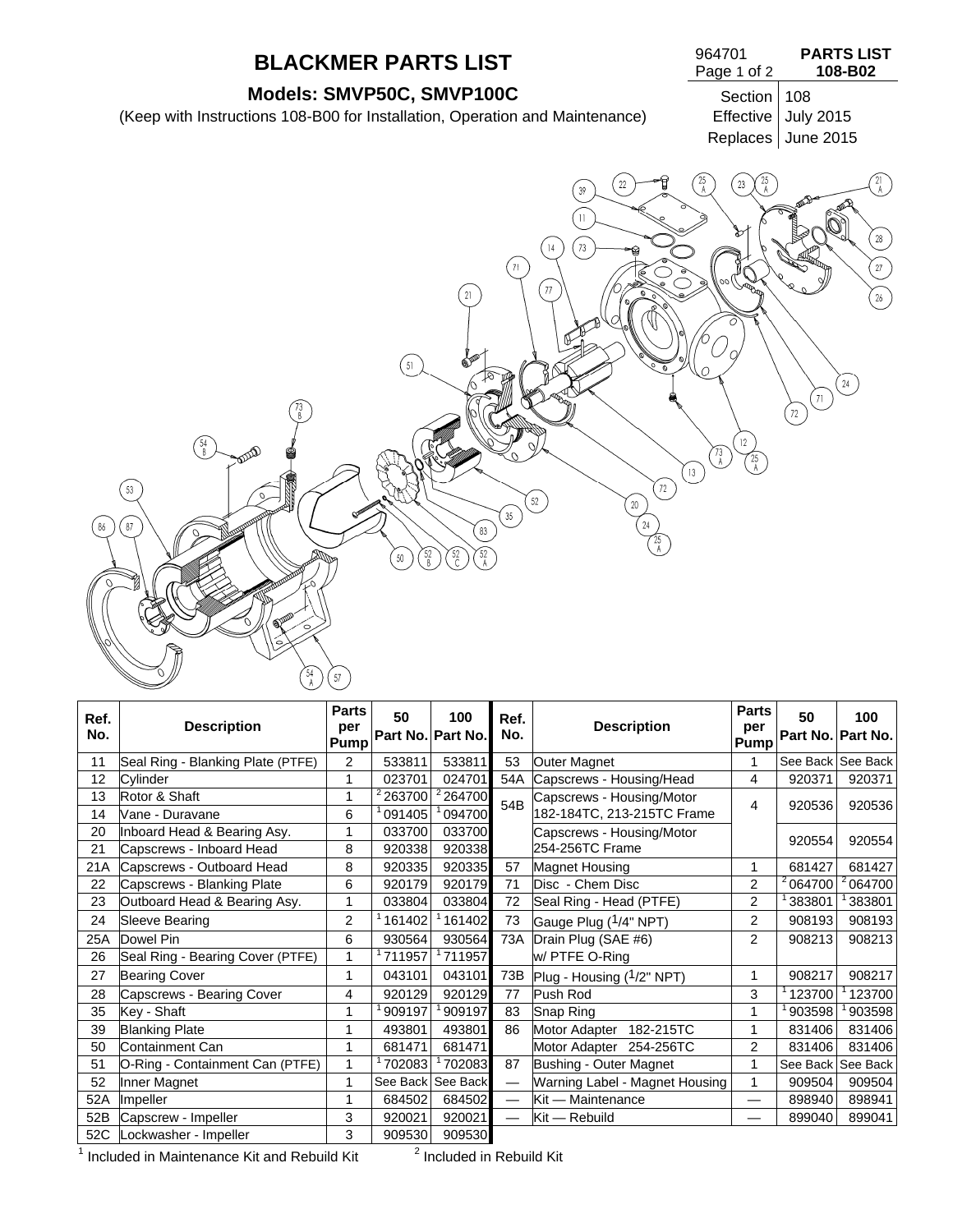# BLACKMER PARTS LIST

964701 — **PARTS LIST 108-B02**

## Models: SMVP50C, SMVP100C

(Keep with Instructions 108-B00 for Installation, Operation and Maintenance)

Section 108
Effective July 2015
Replaces June 2015

| Ref. No. | Description | Parts per Pump | 50 Part No. | 100 Part No. |
|---|---|---|---|---|
| 11 | Seal Ring - Blanking Plate (PTFE) | 2 | 533811 | 533811 |
| 12 | Cylinder | 1 | 023701 | 024701 |
| 13 | Rotor & Shaft | 1 | [2] 263700 | [2] 264700 |
| 14 | Vane - Duravane | 6 | [1] 091405 | [1] 094700 |
| 20 | Inboard Head & Bearing Asy. | 1 | 033700 | 033700 |
| 21 | Capscrews - Inboard Head | 8 | 920338 | 920338 |
| 21A | Capscrews - Outboard Head | 8 | 920335 | 920335 |
| 22 | Capscrews - Blanking Plate | 6 | 920179 | 920179 |
| 23 | Outboard Head & Bearing Asy. | 1 | 033804 | 033804 |
| 24 | Sleeve Bearing | 2 | [1] 161402 | [1] 161402 |
| 25A | Dowel Pin | 6 | 930564 | 930564 |
| 26 | Seal Ring - Bearing Cover (PTFE) | 1 | [1] 711957 | [1] 711957 |
| 27 | Bearing Cover | 1 | 043101 | 043101 |
| 28 | Capscrews - Bearing Cover | 4 | 920129 | 920129 |
| 35 | Key - Shaft | 1 | [1] 909197 | [1] 909197 |
| 39 | Blanking Plate | 1 | 493801 | 493801 |
| 50 | Containment Can | 1 | 681471 | 681471 |
| 51 | O-Ring - Containment Can (PTFE) | 1 | [1] 702083 | [1] 702083 |
| 52 | Inner Magnet | 1 | See Back | See Back |
| 52A | Impeller | 1 | 684502 | 684502 |
| 52B | Capscrew - Impeller | 3 | 920021 | 920021 |
| 52C | Lockwasher - Impeller | 3 | 909530 | 909530 |
| 53 | Outer Magnet | 1 | See Back | See Back |
| 54A | Capscrews - Housing/Head | 4 | 920371 | 920371 |
| 54B | Capscrews - Housing/Motor 182-184TC, 213-215TC Frame | 4 | 920536 | 920536 |
| | Capscrews - Housing/Motor 254-256TC Frame | | 920554 | 920554 |
| 57 | Magnet Housing | 1 | 681427 | 681427 |
| 71 | Disc - Chem Disc | 2 | [2] 064700 | [2] 064700 |
| 72 | Seal Ring - Head (PTFE) | 2 | [1] 383801 | [1] 383801 |
| 73 | Gauge Plug (1/4" NPT) | 2 | 908193 | 908193 |
| 73A | Drain Plug (SAE #6) w/ PTFE O-Ring | 2 | 908213 | 908213 |
| 73B | Plug - Housing (1/2" NPT) | 1 | 908217 | 908217 |
| 77 | Push Rod | 3 | [1] 123700 | [1] 123700 |
| 83 | Snap Ring | 1 | [1] 903598 | [1] 903598 |
| 86 | Motor Adapter 182-215TC | 1 | 831406 | 831406 |
| | Motor Adapter 254-256TC | 2 | 831406 | 831406 |
| 87 | Bushing - Outer Magnet | 1 | See Back | See Back |
| — | Warning Label - Magnet Housing | 1 | 909504 | 909504 |
| — | Kit — Maintenance | — | 898940 | 898941 |
| — | Kit — Rebuild | — | 899040 | 899041 |

[1] Included in Maintenance Kit and Rebuild Kit [2] Included in Rebuild Kit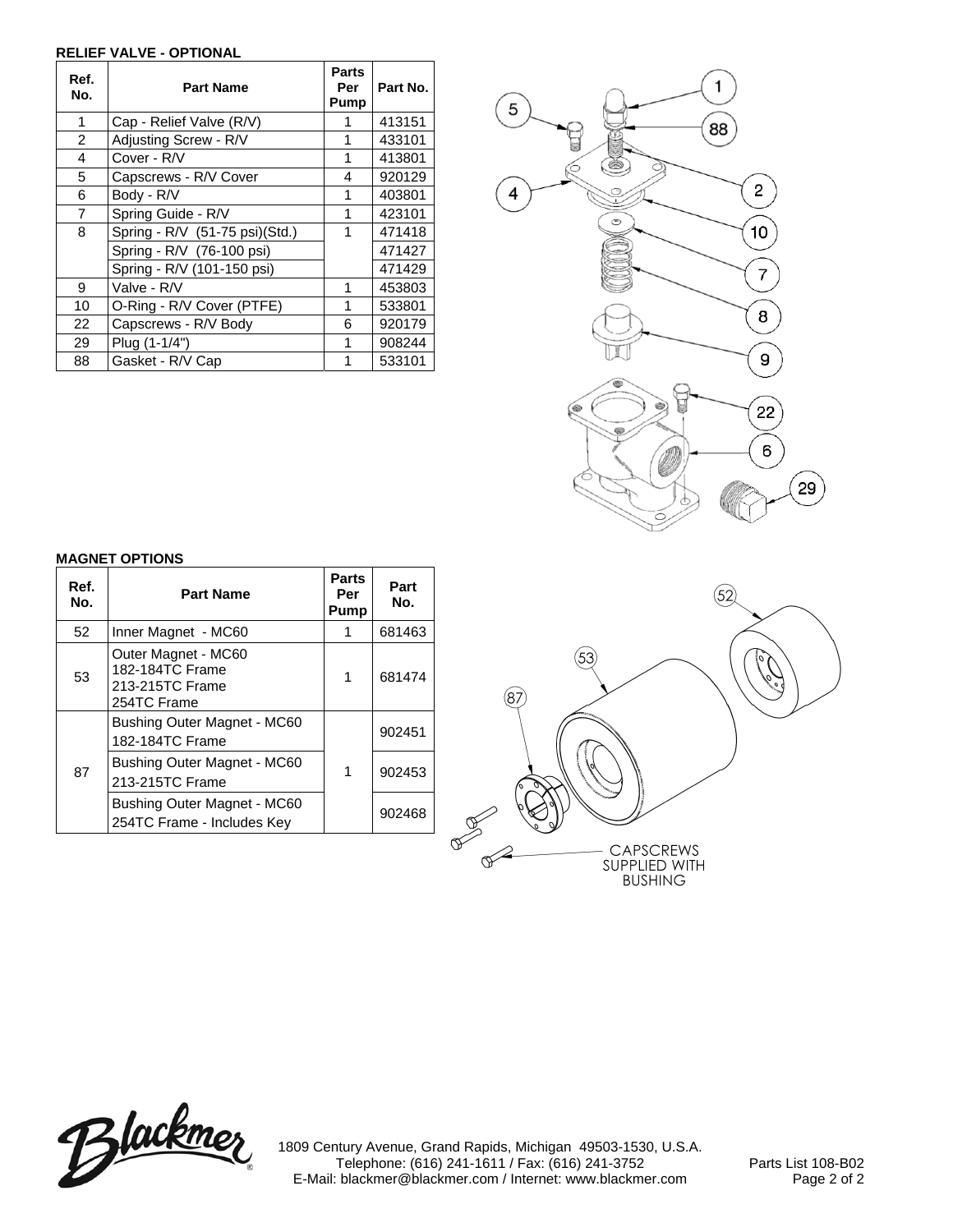**RELIEF VALVE - OPTIONAL**

| Ref. No. | Part Name | Parts Per Pump | Part No. |
|---|---|---|---|
| 1 | Cap - Relief Valve (R/V) | 1 | 413151 |
| 2 | Adjusting Screw - R/V | 1 | 433101 |
| 4 | Cover - R/V | 1 | 413801 |
| 5 | Capscrews - R/V Cover | 4 | 920129 |
| 6 | Body - R/V | 1 | 403801 |
| 7 | Spring Guide - R/V | 1 | 423101 |
| 8 | Spring - R/V (51-75 psi)(Std.) | 1 | 471418 |
| | Spring - R/V (76-100 psi) | | 471427 |
| | Spring - R/V (101-150 psi) | | 471429 |
| 9 | Valve - R/V | 1 | 453803 |
| 10 | O-Ring - R/V Cover (PTFE) | 1 | 533801 |
| 22 | Capscrews - R/V Body | 6 | 920179 |
| 29 | Plug (1-1/4") | 1 | 908244 |
| 88 | Gasket - R/V Cap | 1 | 533101 |

5
4
1
88
2
10
7
8
9
22
6
29

**MAGNET OPTIONS**

| Ref. No. | Part Name | Parts Per Pump | Part No. |
|---|---|---|---|
| 52 | Inner Magnet - MC60 | 1 | 681463 |
| 53 | Outer Magnet - MC60 182-184TC Frame 213-215TC Frame 254TC Frame | 1 | 681474 |
| 87 | Bushing Outer Magnet - MC60 182-184TC Frame | 1 | 902451 |
| | Bushing Outer Magnet - MC60 213-215TC Frame | | 902453 |
| | Bushing Outer Magnet - MC60 254TC Frame - Includes Key | | 902468 |

52
53
87
CAPSCREWS SUPPLIED WITH BUSHING

Blackmer

1809 Century Avenue, Grand Rapids, Michigan 49503-1530, U.S.A.
Telephone: (616) 241-1611 / Fax: (616) 241-3752
E-Mail: blackmer@blackmer.com / Internet: www.blackmer.com

Parts List 108-B02